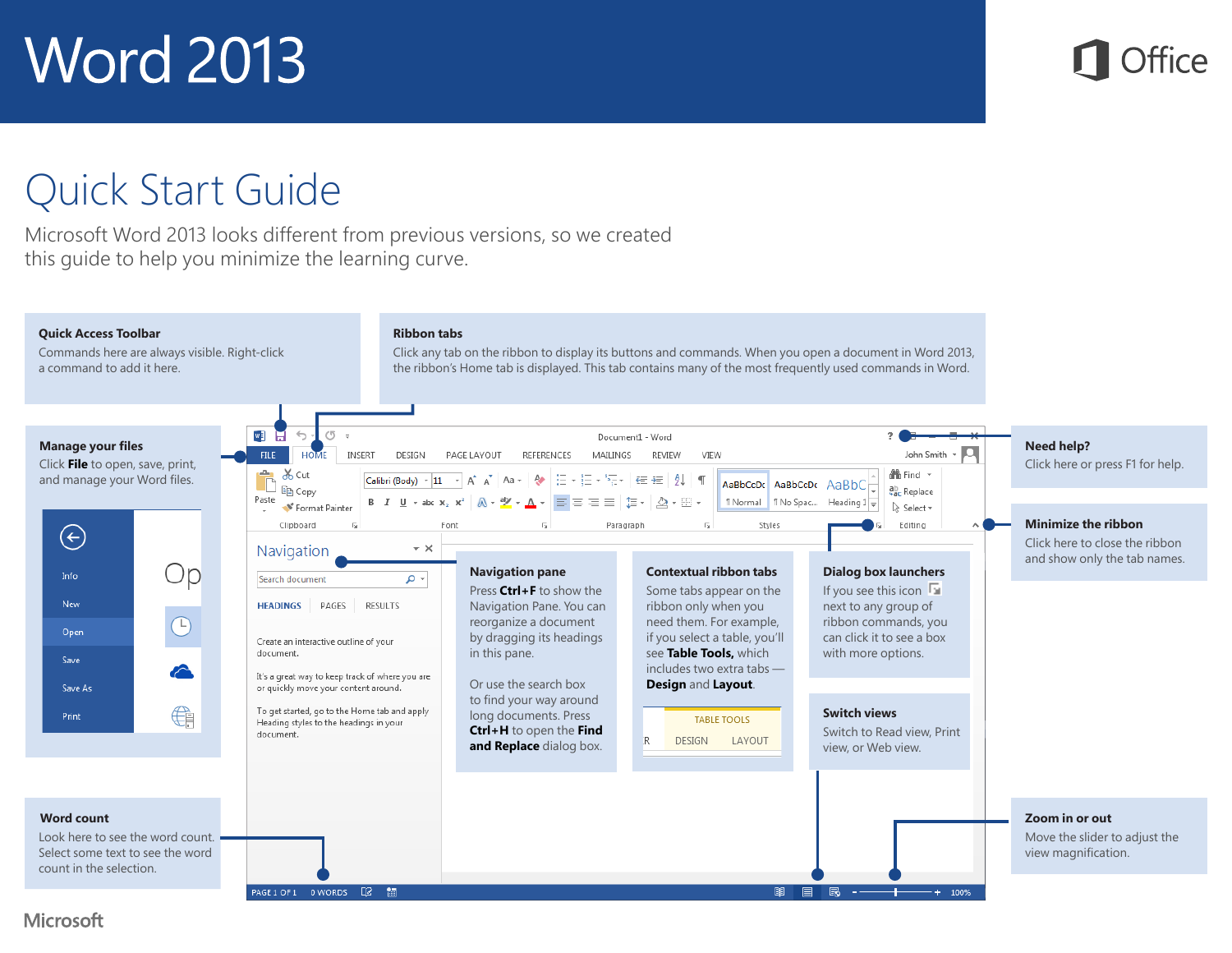# Word 2013

Office

## Quick Start Guide

Microsoft Word 2013 looks different from previous versions, so we created this guide to help you minimize the learning curve.

### Quick Access Toolbar

Commands here are always visible. Right-click a command to add it here.

### Ribbon tabs

Click any tab on the ribbon to display its buttons and commands. When you open a document in Word 2013, the ribbon's Home tab is displayed. This tab contains many of the most frequently used commands in Word.

### Manage your files

Click **File** to open, save, print, and manage your Word files.

### Need help?

Click here or press F1 for help.

### Minimize the ribbon

Click here to close the ribbon and show only the tab names.

### Navigation pane

Press **Ctrl+F** to show the Navigation Pane. You can reorganize a document by dragging its headings in this pane.

Or use the search box to find your way around long documents. Press **Ctrl+H** to open the **Find and Replace** dialog box.

### Contextual ribbon tabs

Some tabs appear on the ribbon only when you need them. For example, if you select a table, you'll see **Table Tools,** which includes two extra tabs — **Design** and **Layout**.

### Dialog box launchers

If you see this icon next to any group of ribbon commands, you can click it to see a box with more options.

### Switch views

Switch to Read view, Print view, or Web view.

### Word count

Look here to see the word count. Select some text to see the word count in the selection.

### Zoom in or out

Move the slider to adjust the view magnification.

Microsoft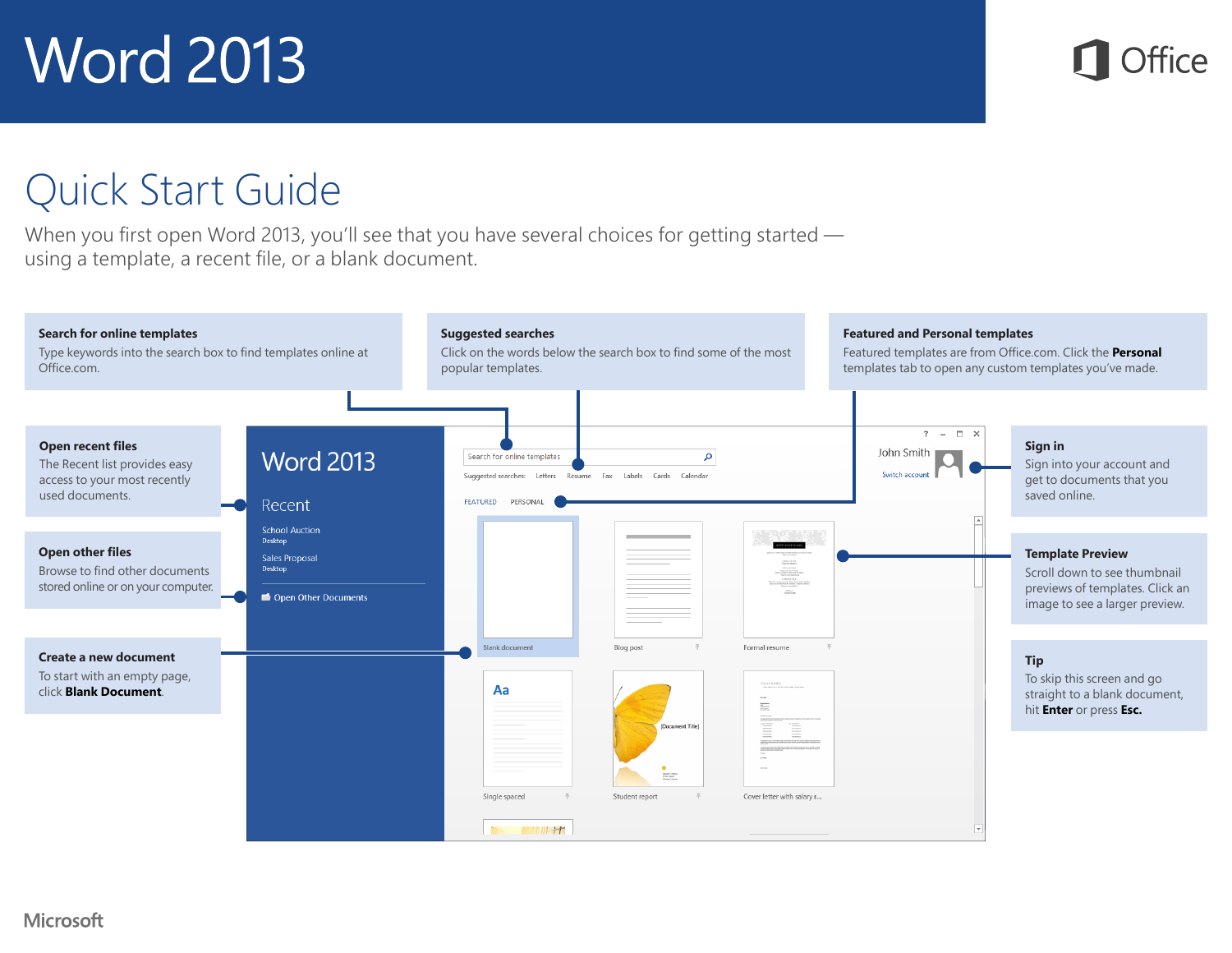# Word 2013

# Quick Start Guide

When you first open Word 2013, you'll see that you have several choices for getting started — using a template, a recent file, or a blank document.

**Search for online templates**
Type keywords into the search box to find templates online at Office.com.

**Suggested searches**
Click on the words below the search box to find some of the most popular templates.

**Featured and Personal templates**
Featured templates are from Office.com. Click the **Personal** templates tab to open any custom templates you've made.

**Open recent files**
The Recent list provides easy access to your most recently used documents.

**Open other files**
Browse to find other documents stored online or on your computer.

**Create a new document**
To start with an empty page, click **Blank Document**.

**Sign in**
Sign into your account and get to documents that you saved online.

**Template Preview**
Scroll down to see thumbnail previews of templates. Click an image to see a larger preview.

**Tip**
To skip this screen and go straight to a blank document, hit **Enter** or press **Esc.**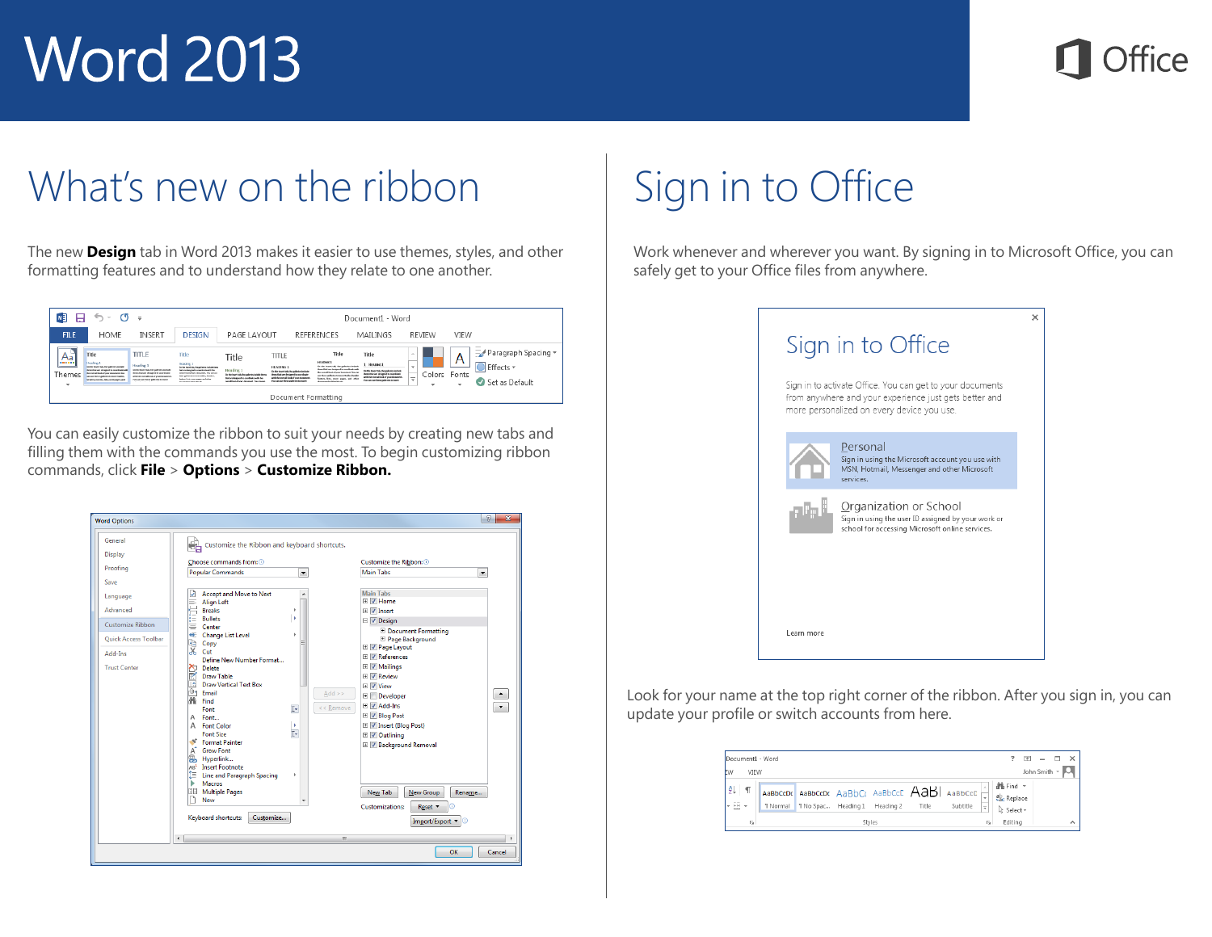# Word 2013

## What's new on the ribbon

The new **Design** tab in Word 2013 makes it easier to use themes, styles, and other formatting features and to understand how they relate to one another.

You can easily customize the ribbon to suit your needs by creating new tabs and filling them with the commands you use the most. To begin customizing ribbon commands, click **File** > **Options** > **Customize Ribbon.**

## Sign in to Office

Work whenever and wherever you want. By signing in to Microsoft Office, you can safely get to your Office files from anywhere.

Look for your name at the top right corner of the ribbon. After you sign in, you can update your profile or switch accounts from here.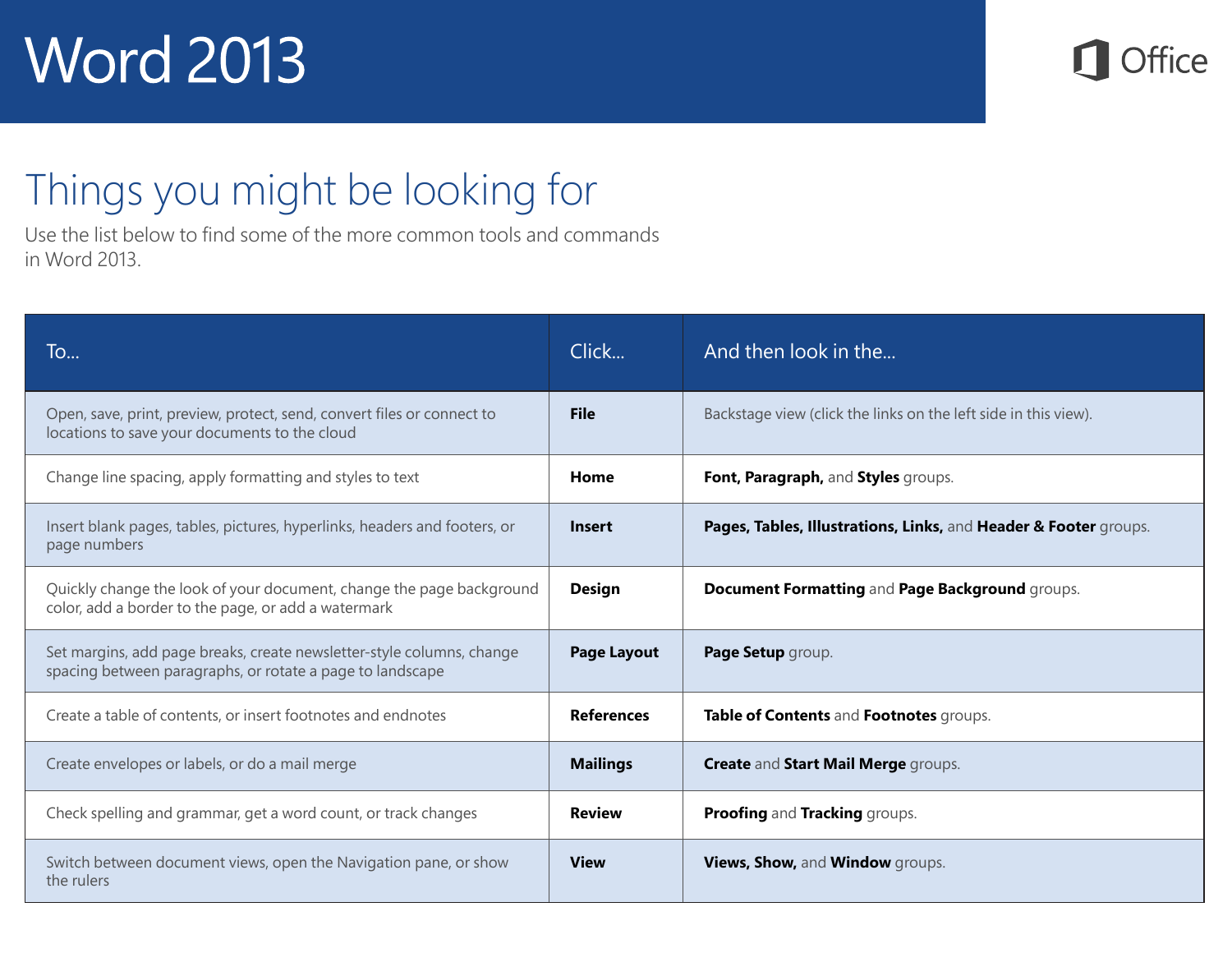# Word 2013

Office

## Things you might be looking for

Use the list below to find some of the more common tools and commands in Word 2013.

| To... | Click... | And then look in the... |
|---|---|---|
| Open, save, print, preview, protect, send, convert files or connect to locations to save your documents to the cloud | **File** | Backstage view (click the links on the left side in this view). |
| Change line spacing, apply formatting and styles to text | **Home** | **Font, Paragraph,** and **Styles** groups. |
| Insert blank pages, tables, pictures, hyperlinks, headers and footers, or page numbers | **Insert** | **Pages, Tables, Illustrations, Links,** and **Header & Footer** groups. |
| Quickly change the look of your document, change the page background color, add a border to the page, or add a watermark | **Design** | **Document Formatting** and **Page Background** groups. |
| Set margins, add page breaks, create newsletter-style columns, change spacing between paragraphs, or rotate a page to landscape | **Page Layout** | **Page Setup** group. |
| Create a table of contents, or insert footnotes and endnotes | **References** | **Table of Contents** and **Footnotes** groups. |
| Create envelopes or labels, or do a mail merge | **Mailings** | **Create** and **Start Mail Merge** groups. |
| Check spelling and grammar, get a word count, or track changes | **Review** | **Proofing** and **Tracking** groups. |
| Switch between document views, open the Navigation pane, or show the rulers | **View** | **Views, Show,** and **Window** groups. |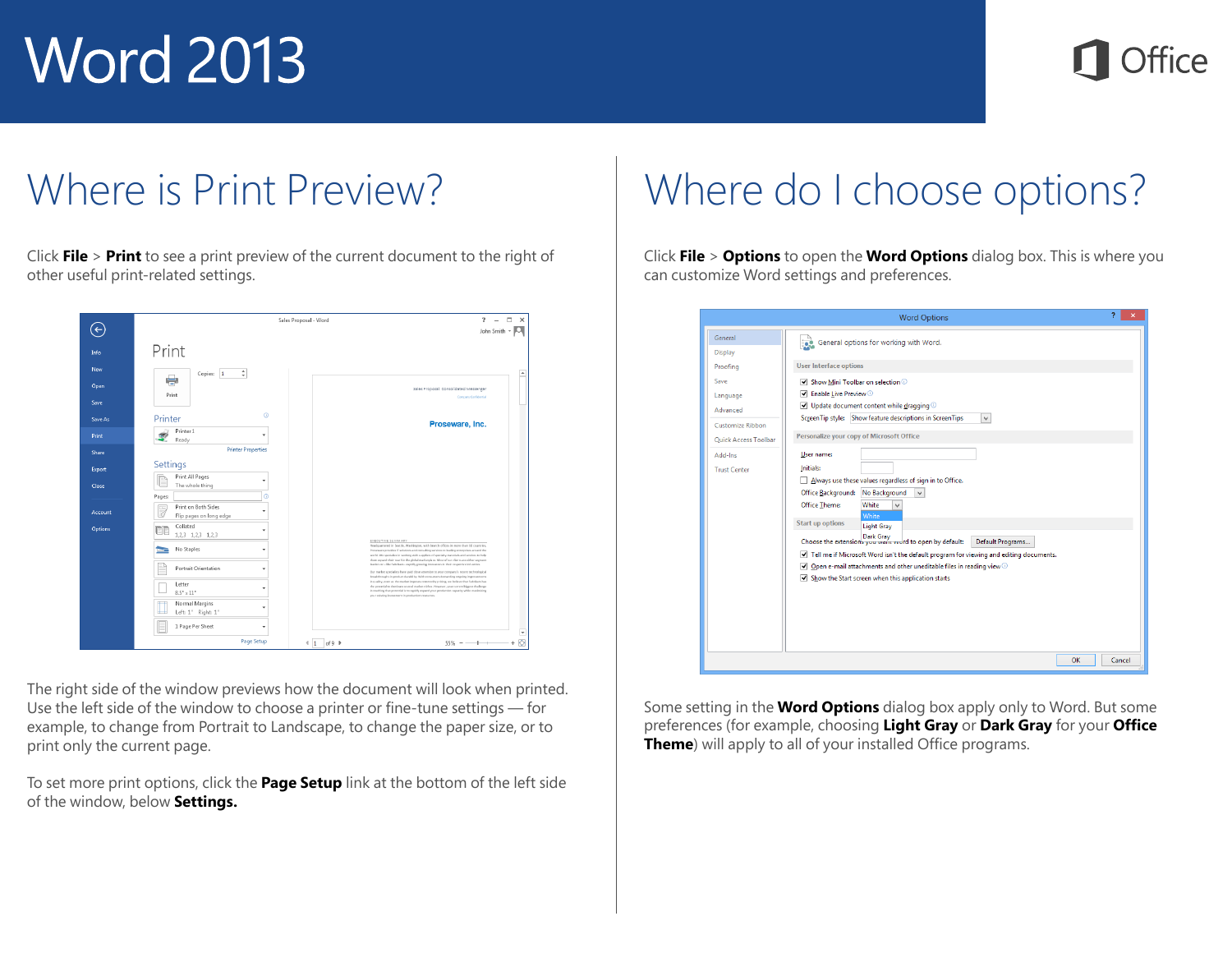# Word 2013

## Where is Print Preview?

Click **File** > **Print** to see a print preview of the current document to the right of other useful print-related settings.

The right side of the window previews how the document will look when printed. Use the left side of the window to choose a printer or fine-tune settings — for example, to change from Portrait to Landscape, to change the paper size, or to print only the current page.

To set more print options, click the **Page Setup** link at the bottom of the left side of the window, below **Settings.**

## Where do I choose options?

Click **File** > **Options** to open the **Word Options** dialog box. This is where you can customize Word settings and preferences.

Some setting in the **Word Options** dialog box apply only to Word. But some preferences (for example, choosing **Light Gray** or **Dark Gray** for your **Office Theme**) will apply to all of your installed Office programs.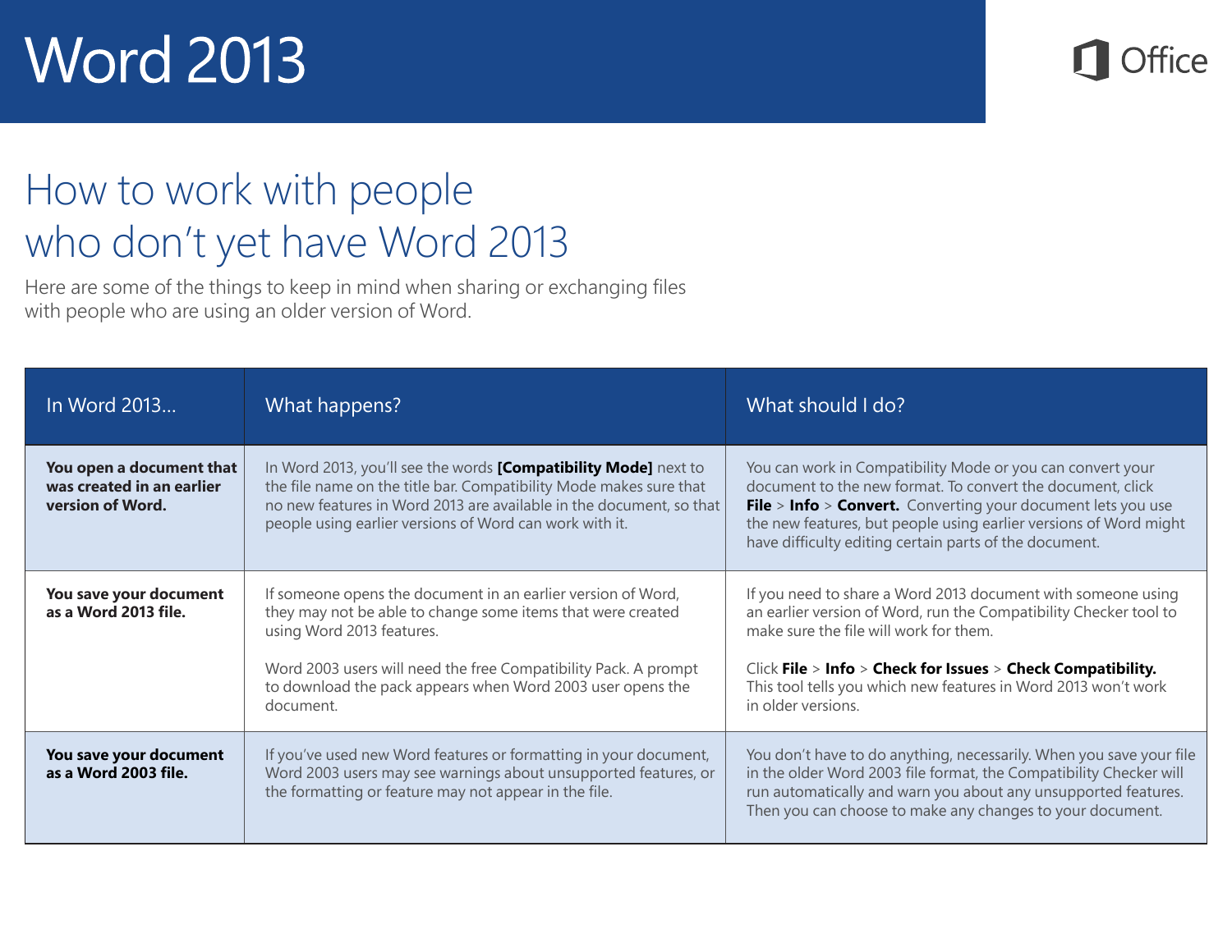# Word 2013

Office

## How to work with people who don't yet have Word 2013

Here are some of the things to keep in mind when sharing or exchanging files with people who are using an older version of Word.

| In Word 2013... | What happens? | What should I do? |
|---|---|---|
| **You open a document that was created in an earlier version of Word.** | In Word 2013, you'll see the words **[Compatibility Mode]** next to the file name on the title bar. Compatibility Mode makes sure that no new features in Word 2013 are available in the document, so that people using earlier versions of Word can work with it. | You can work in Compatibility Mode or you can convert your document to the new format. To convert the document, click **File** > **Info** > **Convert.** Converting your document lets you use the new features, but people using earlier versions of Word might have difficulty editing certain parts of the document. |
| **You save your document as a Word 2013 file.** | If someone opens the document in an earlier version of Word, they may not be able to change some items that were created using Word 2013 features.<br><br>Word 2003 users will need the free Compatibility Pack. A prompt to download the pack appears when Word 2003 user opens the document. | If you need to share a Word 2013 document with someone using an earlier version of Word, run the Compatibility Checker tool to make sure the file will work for them.<br><br>Click **File** > **Info** > **Check for Issues** > **Check Compatibility.** This tool tells you which new features in Word 2013 won't work in older versions. |
| **You save your document as a Word 2003 file.** | If you've used new Word features or formatting in your document, Word 2003 users may see warnings about unsupported features, or the formatting or feature may not appear in the file. | You don't have to do anything, necessarily. When you save your file in the older Word 2003 file format, the Compatibility Checker will run automatically and warn you about any unsupported features. Then you can choose to make any changes to your document. |